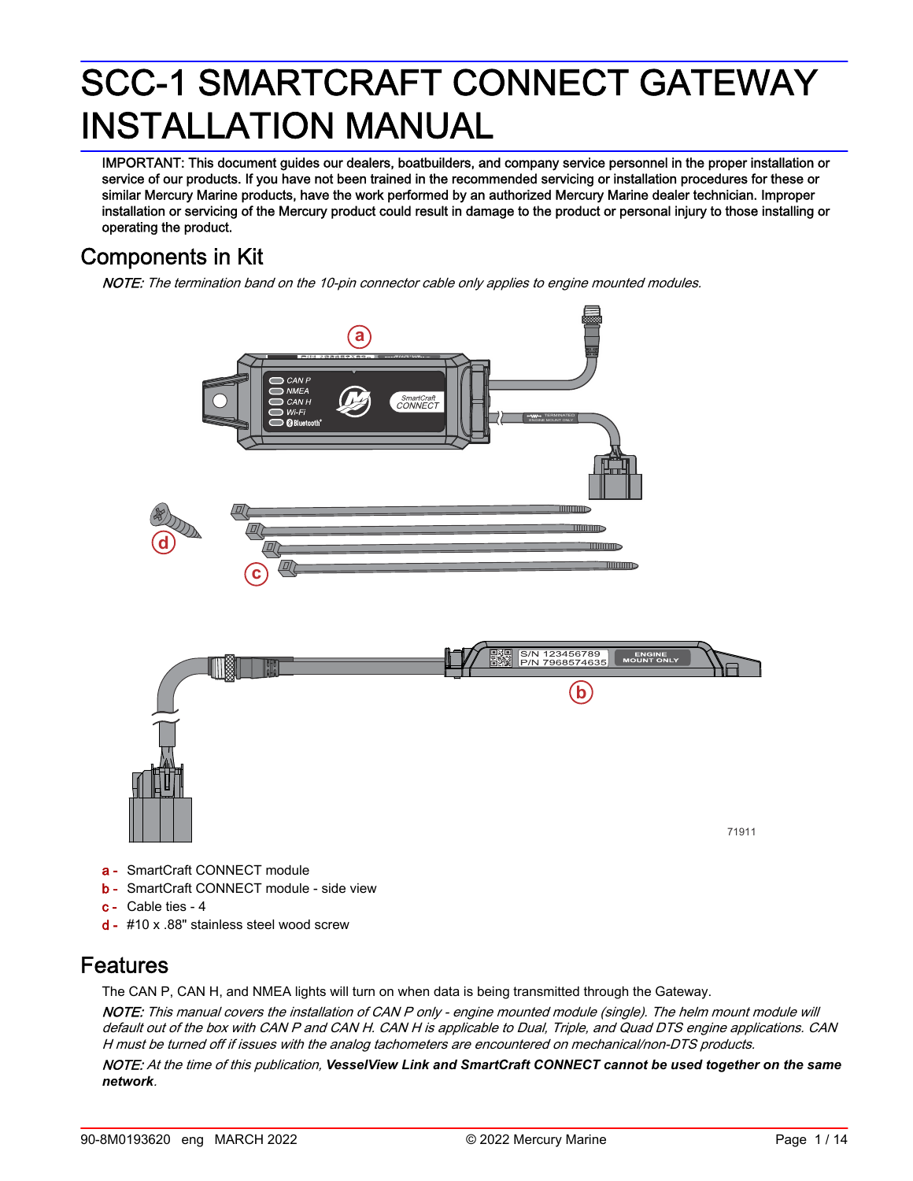# SCC-1 SMARTCRAFT CONNECT GATEWAY INSTALLATION MANUAL

IMPORTANT: This document guides our dealers, boatbuilders, and company service personnel in the proper installation or service of our products. If you have not been trained in the recommended servicing or installation procedures for these or similar Mercury Marine products, have the work performed by an authorized Mercury Marine dealer technician. Improper installation or servicing of the Mercury product could result in damage to the product or personal injury to those installing or operating the product.

## Components in Kit

*NOTE: The termination band on the 10-pin connector cable only applies to engine mounted modules.*

- a - SmartCraft CONNECT module
- b - SmartCraft CONNECT module - side view
- c - Cable ties - 4
- d - #10 x .88" stainless steel wood screw

## Features

The CAN P, CAN H, and NMEA lights will turn on when data is being transmitted through the Gateway.

*NOTE: This manual covers the installation of CAN P only - engine mounted module (single). The helm mount module will default out of the box with CAN P and CAN H. CAN H is applicable to Dual, Triple, and Quad DTS engine applications. CAN H must be turned off if issues with the analog tachometers are encountered on mechanical/non-DTS products.*

*NOTE: At the time of this publication,* ***VesselView Link and SmartCraft CONNECT cannot be used together on the same network****.*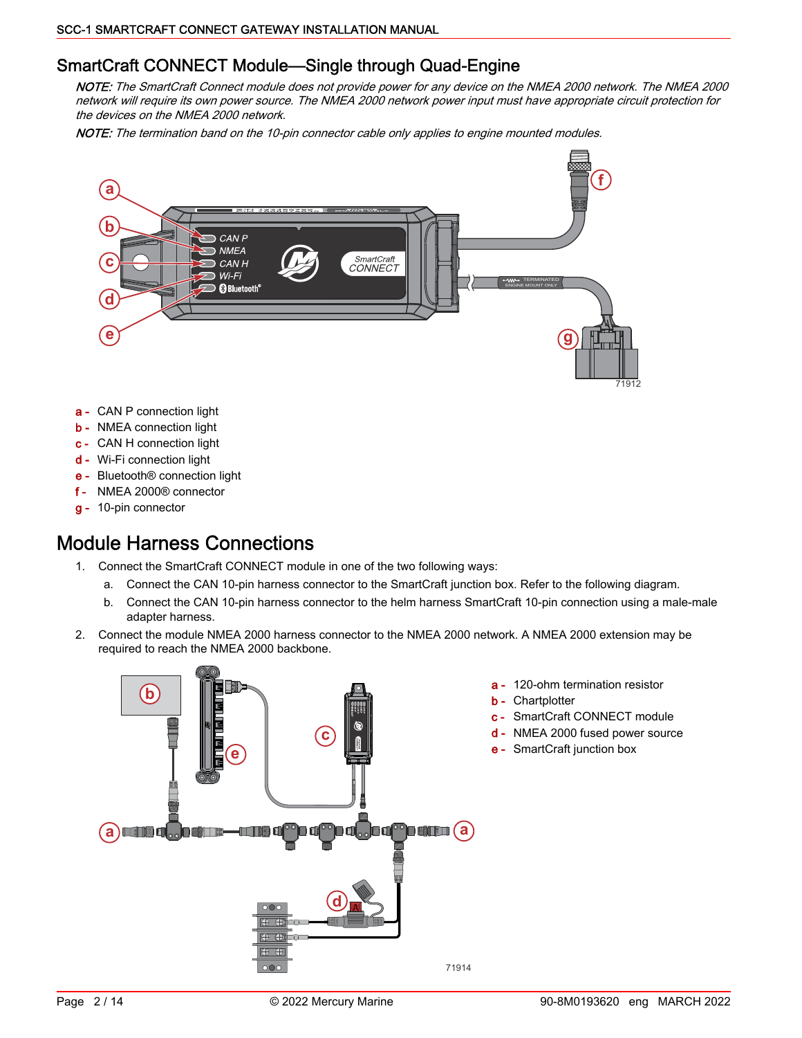## SmartCraft CONNECT Module—Single through Quad-Engine

*NOTE: The SmartCraft Connect module does not provide power for any device on the NMEA 2000 network. The NMEA 2000 network will require its own power source. The NMEA 2000 network power input must have appropriate circuit protection for the devices on the NMEA 2000 network.*

*NOTE: The termination band on the 10-pin connector cable only applies to engine mounted modules.*

71912

- **a -** CAN P connection light
- **b -** NMEA connection light
- **c -** CAN H connection light
- **d -** Wi-Fi connection light
- **e -** Bluetooth® connection light
- **f -** NMEA 2000® connector
- **g -** 10-pin connector

# Module Harness Connections

1. Connect the SmartCraft CONNECT module in one of the two following ways:
   a. Connect the CAN 10-pin harness connector to the SmartCraft junction box. Refer to the following diagram.
   b. Connect the CAN 10-pin harness connector to the helm harness SmartCraft 10-pin connection using a male-male adapter harness.
2. Connect the module NMEA 2000 harness connector to the NMEA 2000 network. A NMEA 2000 extension may be required to reach the NMEA 2000 backbone.

71914

- **a -** 120-ohm termination resistor
- **b -** Chartplotter
- **c -** SmartCraft CONNECT module
- **d -** NMEA 2000 fused power source
- **e -** SmartCraft junction box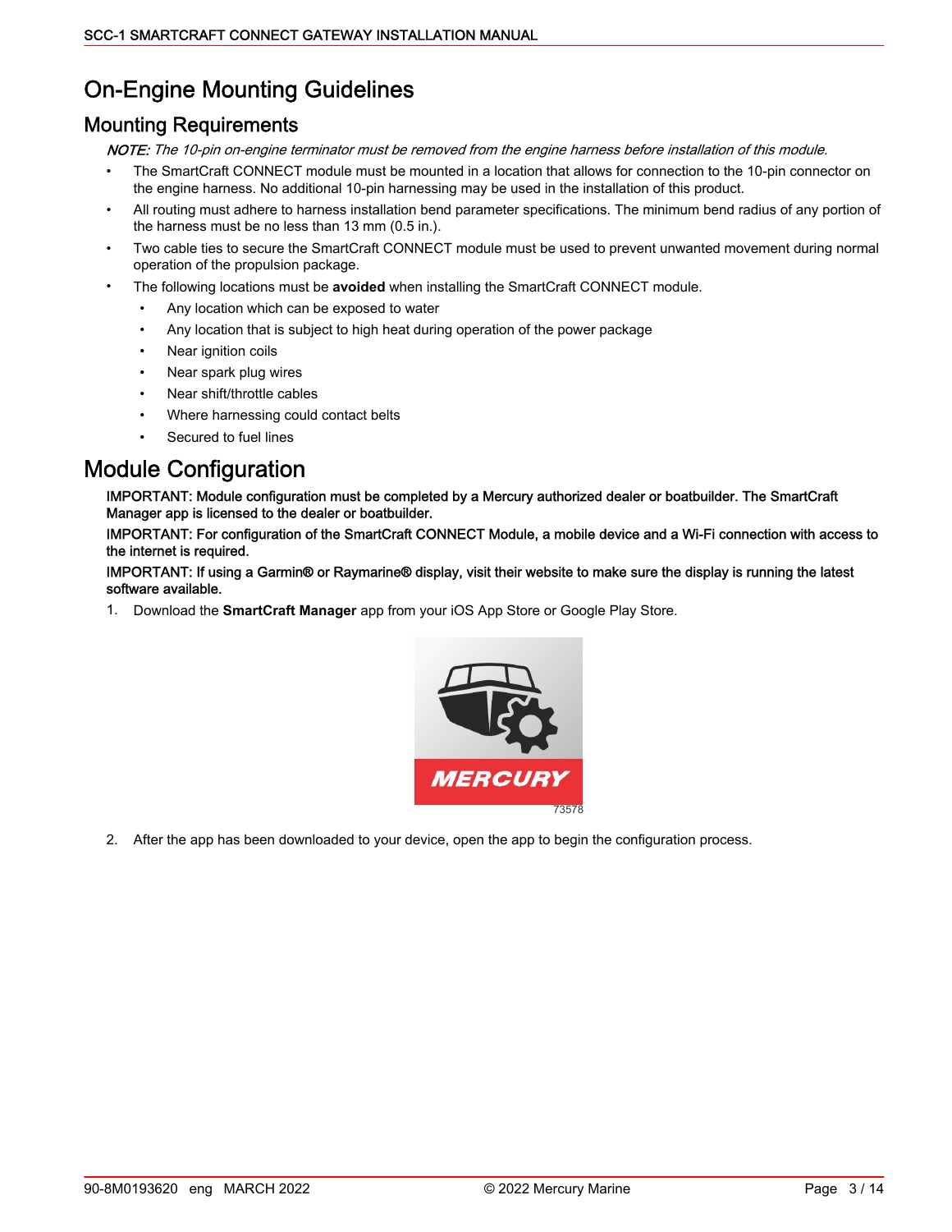# On-Engine Mounting Guidelines

## Mounting Requirements

*NOTE: The 10-pin on-engine terminator must be removed from the engine harness before installation of this module.*

- The SmartCraft CONNECT module must be mounted in a location that allows for connection to the 10-pin connector on the engine harness. No additional 10-pin harnessing may be used in the installation of this product.
- All routing must adhere to harness installation bend parameter specifications. The minimum bend radius of any portion of the harness must be no less than 13 mm (0.5 in.).
- Two cable ties to secure the SmartCraft CONNECT module must be used to prevent unwanted movement during normal operation of the propulsion package.
- The following locations must be **avoided** when installing the SmartCraft CONNECT module.
  - Any location which can be exposed to water
  - Any location that is subject to high heat during operation of the power package
  - Near ignition coils
  - Near spark plug wires
  - Near shift/throttle cables
  - Where harnessing could contact belts
  - Secured to fuel lines

# Module Configuration

IMPORTANT: Module configuration must be completed by a Mercury authorized dealer or boatbuilder. The SmartCraft Manager app is licensed to the dealer or boatbuilder.

IMPORTANT: For configuration of the SmartCraft CONNECT Module, a mobile device and a Wi-Fi connection with access to the internet is required.

IMPORTANT: If using a Garmin® or Raymarine® display, visit their website to make sure the display is running the latest software available.

1. Download the **SmartCraft Manager** app from your iOS App Store or Google Play Store.

   73578

2. After the app has been downloaded to your device, open the app to begin the configuration process.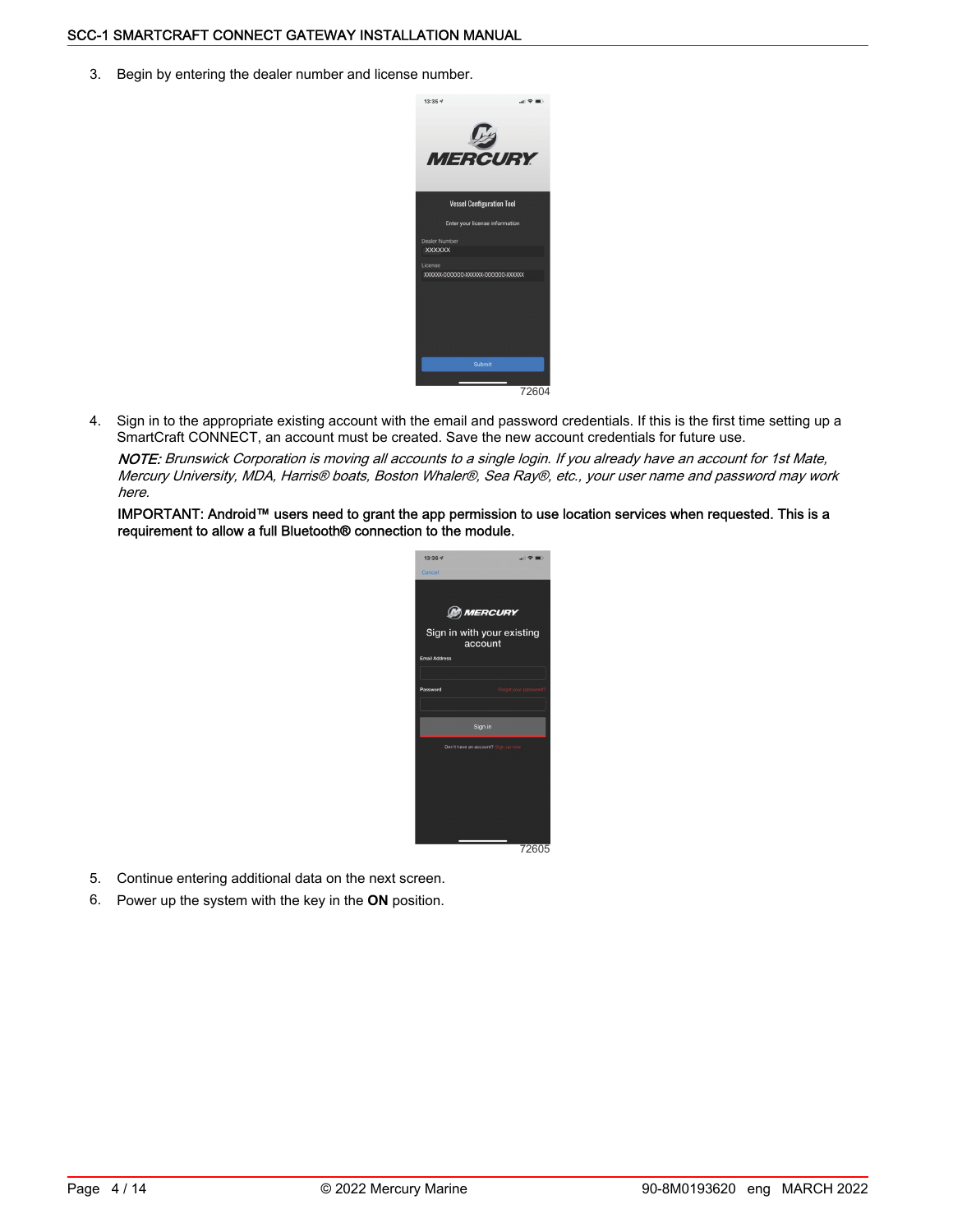3. Begin by entering the dealer number and license number.

72604

4. Sign in to the appropriate existing account with the email and password credentials. If this is the first time setting up a SmartCraft CONNECT, an account must be created. Save the new account credentials for future use.

   *NOTE: Brunswick Corporation is moving all accounts to a single login. If you already have an account for 1st Mate, Mercury University, MDA, Harris® boats, Boston Whaler®, Sea Ray®, etc., your user name and password may work here.*

   **IMPORTANT: Android™ users need to grant the app permission to use location services when requested. This is a requirement to allow a full Bluetooth® connection to the module.**

72605

5. Continue entering additional data on the next screen.
6. Power up the system with the key in the **ON** position.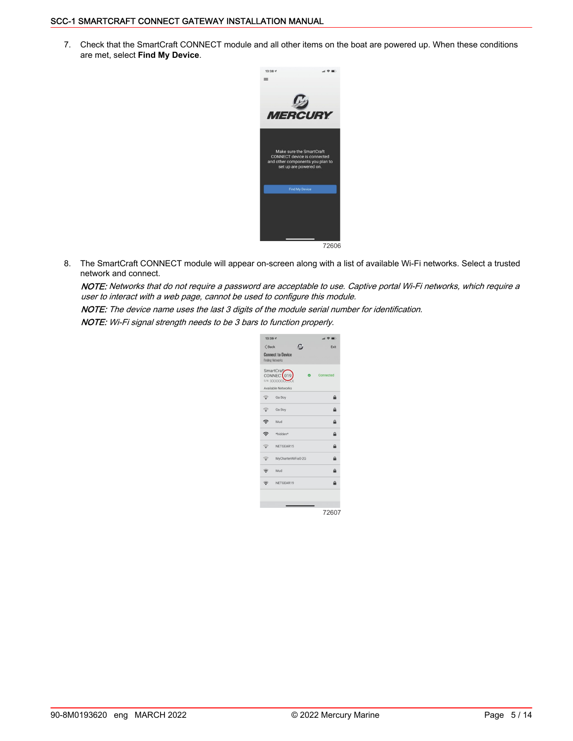7. Check that the SmartCraft CONNECT module and all other items on the boat are powered up. When these conditions are met, select **Find My Device**.

72606

8. The SmartCraft CONNECT module will appear on-screen along with a list of available Wi-Fi networks. Select a trusted network and connect.

   ***NOTE:*** *Networks that do not require a password are acceptable to use. Captive portal Wi-Fi networks, which require a user to interact with a web page, cannot be used to configure this module.*

   ***NOTE:*** *The device name uses the last 3 digits of the module serial number for identification.*

   ***NOTE:*** *Wi-Fi signal strength needs to be 3 bars to function properly.*

72607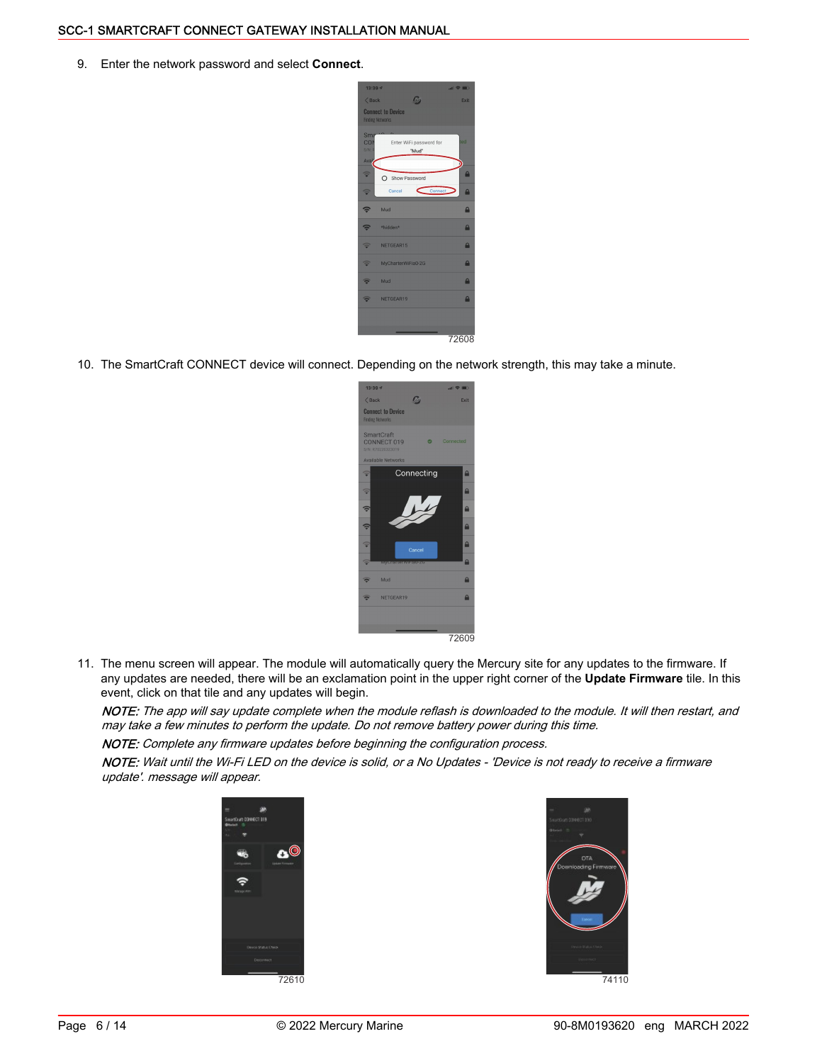9. Enter the network password and select **Connect**.

72608

10. The SmartCraft CONNECT device will connect. Depending on the network strength, this may take a minute.

72609

11. The menu screen will appear. The module will automatically query the Mercury site for any updates to the firmware. If any updates are needed, there will be an exclamation point in the upper right corner of the **Update Firmware** tile. In this event, click on that tile and any updates will begin.

    *NOTE: The app will say update complete when the module reflash is downloaded to the module. It will then restart, and may take a few minutes to perform the update. Do not remove battery power during this time.*

    *NOTE: Complete any firmware updates before beginning the configuration process.*

    *NOTE: Wait until the Wi-Fi LED on the device is solid, or a No Updates - 'Device is not ready to receive a firmware update'. message will appear.*

72610

74110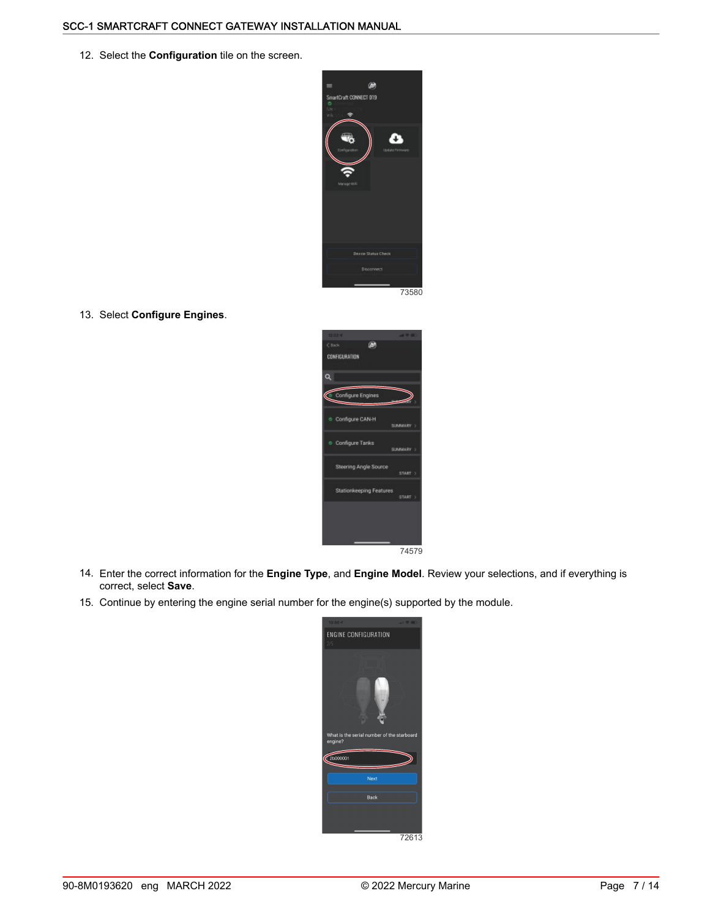12. Select the **Configuration** tile on the screen.

73580

13. Select **Configure Engines**.

74579

14. Enter the correct information for the **Engine Type**, and **Engine Model**. Review your selections, and if everything is correct, select **Save**.
15. Continue by entering the engine serial number for the engine(s) supported by the module.

72613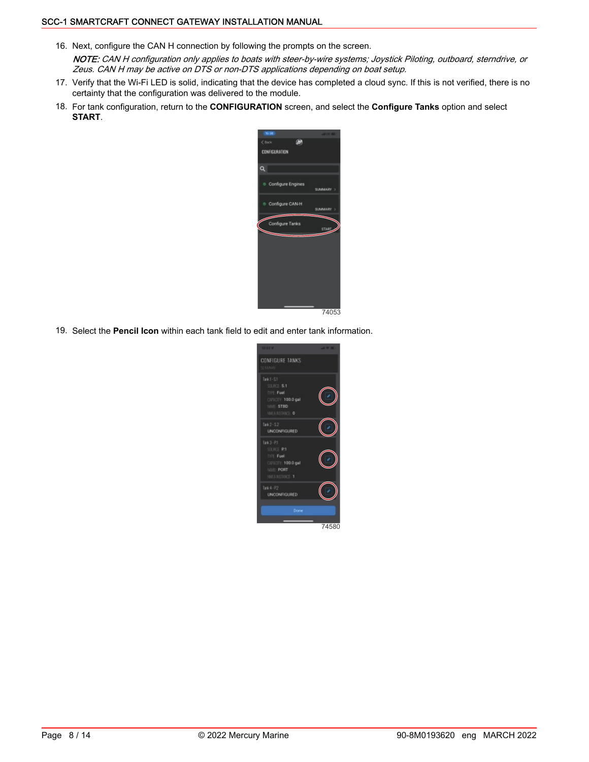16. Next, configure the CAN H connection by following the prompts on the screen.

    ***NOTE:*** *CAN H configuration only applies to boats with steer-by-wire systems; Joystick Piloting, outboard, sterndrive, or Zeus. CAN H may be active on DTS or non-DTS applications depending on boat setup.*

17. Verify that the Wi-Fi LED is solid, indicating that the device has completed a cloud sync. If this is not verified, there is no certainty that the configuration was delivered to the module.

18. For tank configuration, return to the **CONFIGURATION** screen, and select the **Configure Tanks** option and select **START**.

74053

19. Select the **Pencil Icon** within each tank field to edit and enter tank information.

74580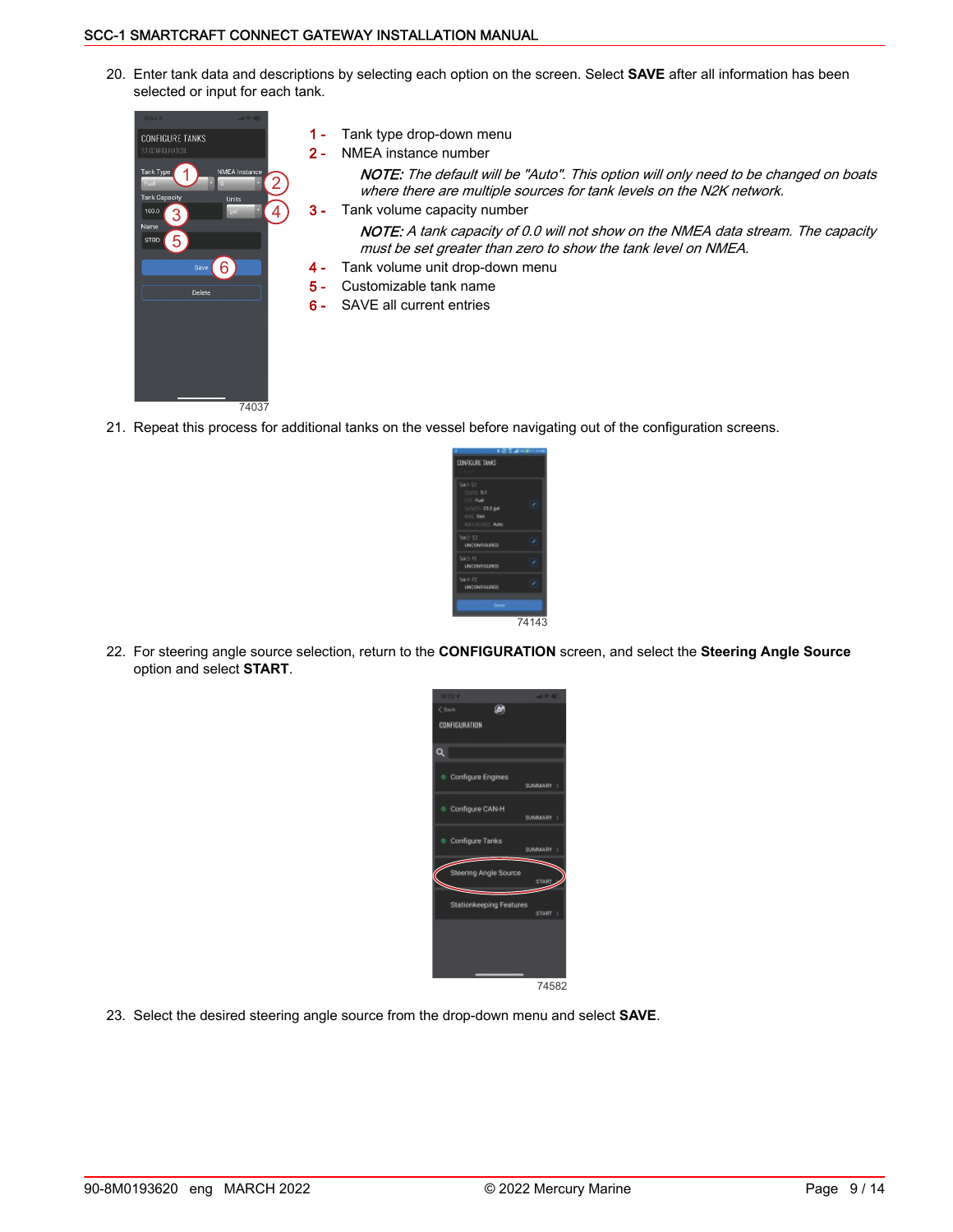20. Enter tank data and descriptions by selecting each option on the screen. Select **SAVE** after all information has been selected or input for each tank.

74037

1 - Tank type drop-down menu

2 - NMEA instance number

*NOTE: The default will be "Auto". This option will only need to be changed on boats where there are multiple sources for tank levels on the N2K network.*

3 - Tank volume capacity number

*NOTE: A tank capacity of 0.0 will not show on the NMEA data stream. The capacity must be set greater than zero to show the tank level on NMEA.*

4 - Tank volume unit drop-down menu

5 - Customizable tank name

6 - SAVE all current entries

21. Repeat this process for additional tanks on the vessel before navigating out of the configuration screens.

74143

22. For steering angle source selection, return to the **CONFIGURATION** screen, and select the **Steering Angle Source** option and select **START**.

74582

23. Select the desired steering angle source from the drop-down menu and select **SAVE**.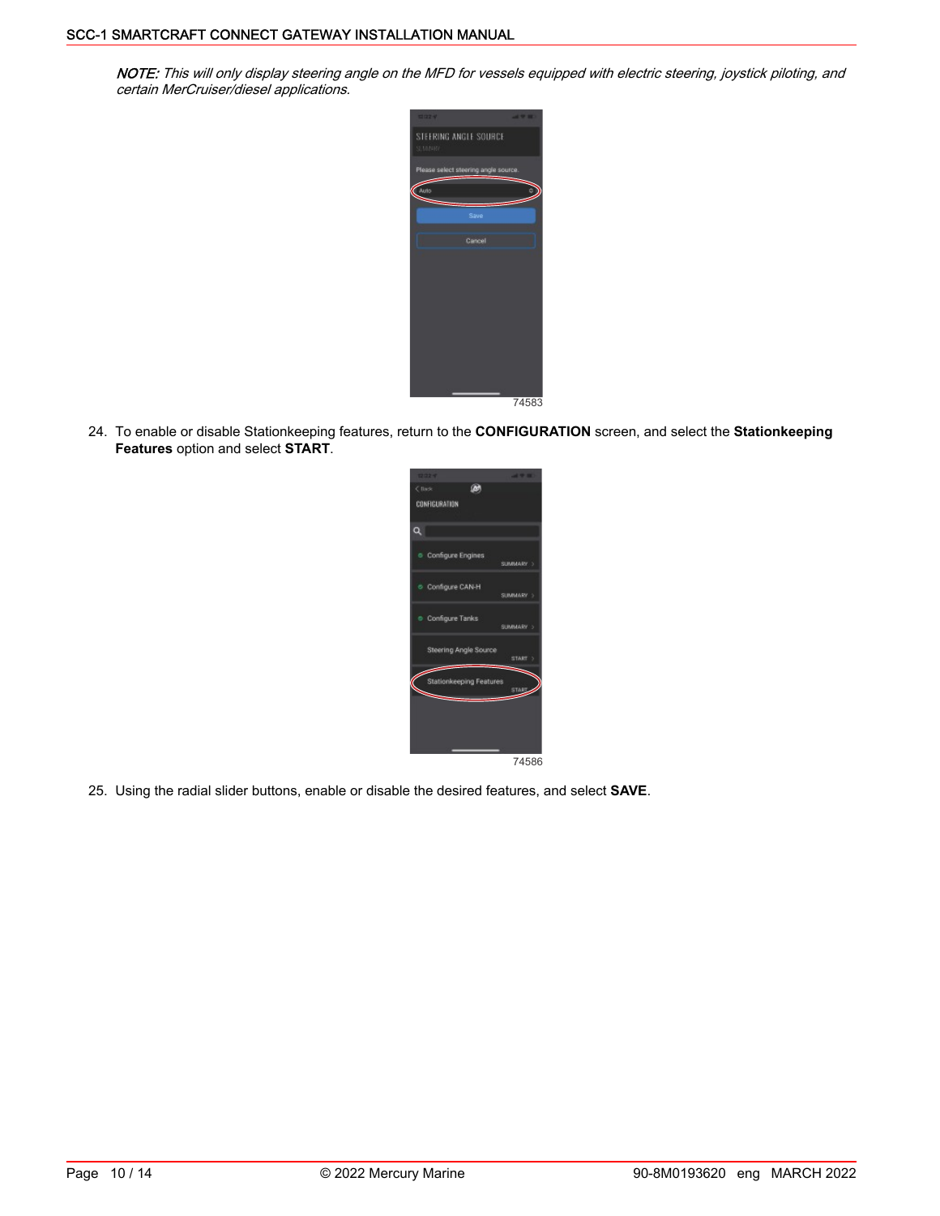***NOTE:*** *This will only display steering angle on the MFD for vessels equipped with electric steering, joystick piloting, and certain MerCruiser/diesel applications.*

74583

24. To enable or disable Stationkeeping features, return to the **CONFIGURATION** screen, and select the **Stationkeeping Features** option and select **START**.

74586

25. Using the radial slider buttons, enable or disable the desired features, and select **SAVE**.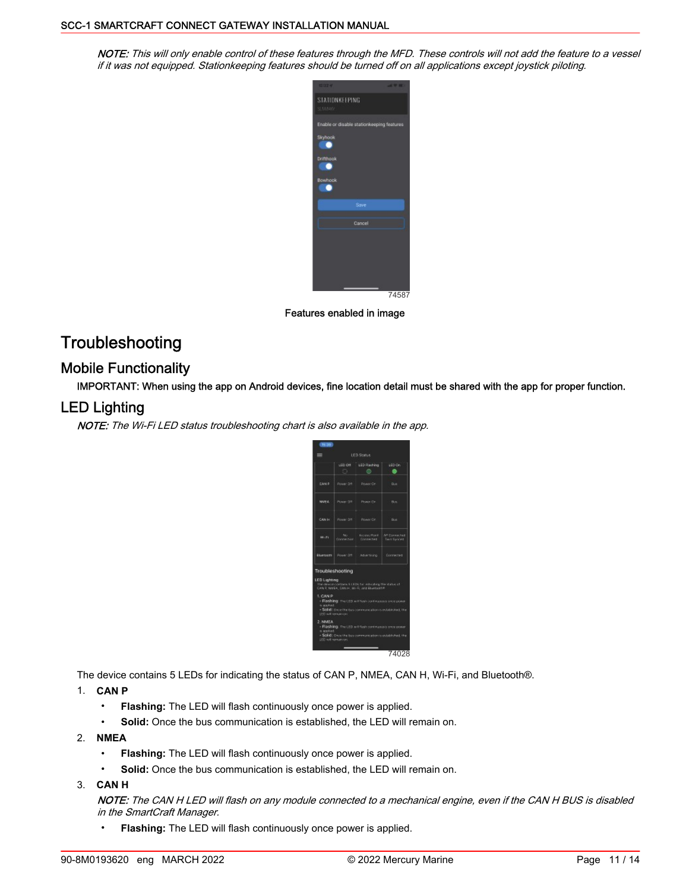*NOTE: This will only enable control of these features through the MFD. These controls will not add the feature to a vessel if it was not equipped. Stationkeeping features should be turned off on all applications except joystick piloting.*

74587

Features enabled in image

# Troubleshooting

## Mobile Functionality

IMPORTANT: When using the app on Android devices, fine location detail must be shared with the app for proper function.

## LED Lighting

*NOTE: The Wi-Fi LED status troubleshooting chart is also available in the app.*

74028

The device contains 5 LEDs for indicating the status of CAN P, NMEA, CAN H, Wi-Fi, and Bluetooth®.

1. **CAN P**
   - **Flashing:** The LED will flash continuously once power is applied.
   - **Solid:** Once the bus communication is established, the LED will remain on.
2. **NMEA**
   - **Flashing:** The LED will flash continuously once power is applied.
   - **Solid:** Once the bus communication is established, the LED will remain on.
3. **CAN H**

   *NOTE: The CAN H LED will flash on any module connected to a mechanical engine, even if the CAN H BUS is disabled in the SmartCraft Manager.*

   - **Flashing:** The LED will flash continuously once power is applied.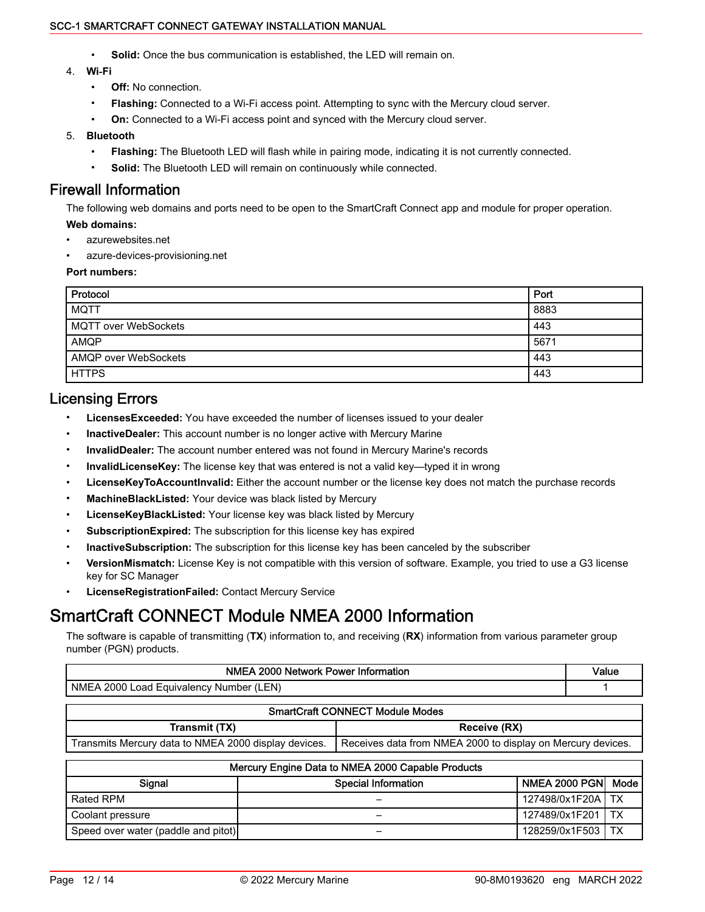- **Solid:** Once the bus communication is established, the LED will remain on.

4. **Wi-Fi**
   - **Off:** No connection.
   - **Flashing:** Connected to a Wi-Fi access point. Attempting to sync with the Mercury cloud server.
   - **On:** Connected to a Wi-Fi access point and synced with the Mercury cloud server.
5. **Bluetooth**
   - **Flashing:** The Bluetooth LED will flash while in pairing mode, indicating it is not currently connected.
   - **Solid:** The Bluetooth LED will remain on continuously while connected.

## Firewall Information

The following web domains and ports need to be open to the SmartCraft Connect app and module for proper operation.

**Web domains:**

- azurewebsites.net
- azure-devices-provisioning.net

**Port numbers:**

| Protocol | Port |
|---|---|
| MQTT | 8883 |
| MQTT over WebSockets | 443 |
| AMQP | 5671 |
| AMQP over WebSockets | 443 |
| HTTPS | 443 |

## Licensing Errors

- **LicensesExceeded:** You have exceeded the number of licenses issued to your dealer
- **InactiveDealer:** This account number is no longer active with Mercury Marine
- **InvalidDealer:** The account number entered was not found in Mercury Marine's records
- **InvalidLicenseKey:** The license key that was entered is not a valid key—typed it in wrong
- **LicenseKeyToAccountInvalid:** Either the account number or the license key does not match the purchase records
- **MachineBlackListed:** Your device was black listed by Mercury
- **LicenseKeyBlackListed:** Your license key was black listed by Mercury
- **SubscriptionExpired:** The subscription for this license key has expired
- **InactiveSubscription:** The subscription for this license key has been canceled by the subscriber
- **VersionMismatch:** License Key is not compatible with this version of software. Example, you tried to use a G3 license key for SC Manager
- **LicenseRegistrationFailed:** Contact Mercury Service

# SmartCraft CONNECT Module NMEA 2000 Information

The software is capable of transmitting (**TX**) information to, and receiving (**RX**) information from various parameter group number (PGN) products.

| NMEA 2000 Network Power Information | Value |
|---|---|
| NMEA 2000 Load Equivalency Number (LEN) | 1 |

| SmartCraft CONNECT Module Modes | |
|---|---|
| Transmit (TX) | Receive (RX) |
| Transmits Mercury data to NMEA 2000 display devices. | Receives data from NMEA 2000 to display on Mercury devices. |

| Mercury Engine Data to NMEA 2000 Capable Products | | | |
|---|---|---|---|
| Signal | Special Information | NMEA 2000 PGN | Mode |
| Rated RPM | – | 127498/0x1F20A | TX |
| Coolant pressure | – | 127489/0x1F201 | TX |
| Speed over water (paddle and pitot) | – | 128259/0x1F503 | TX |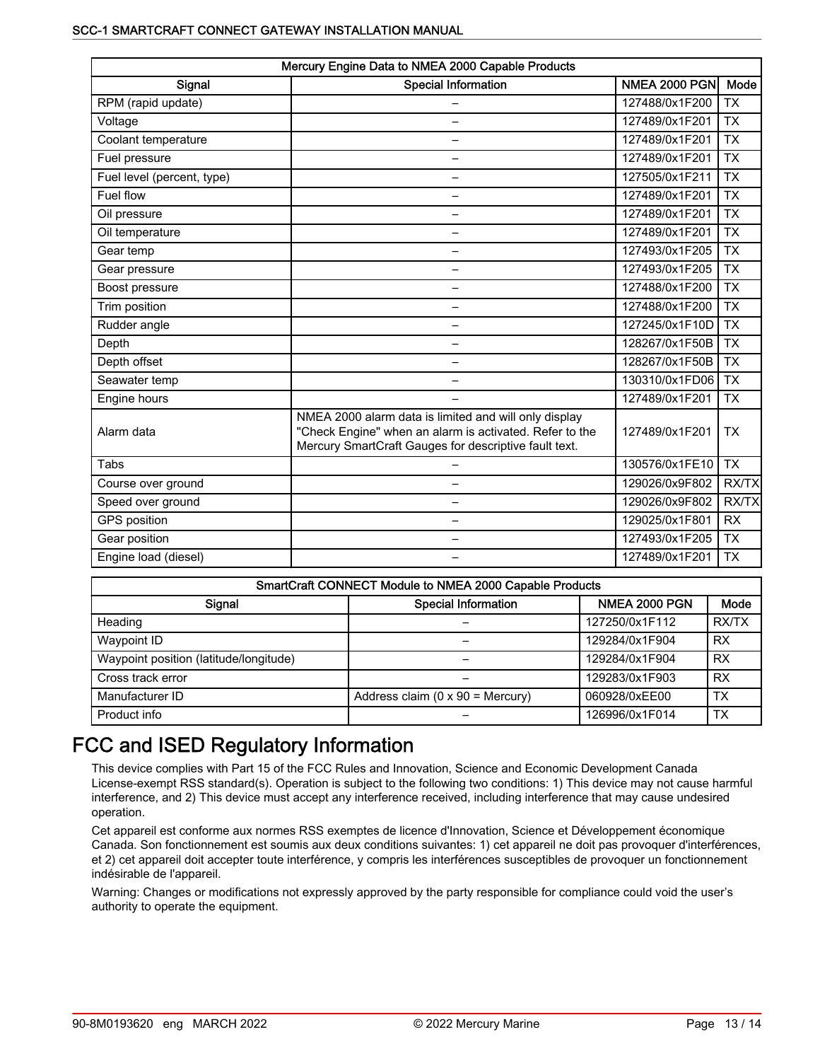| Mercury Engine Data to NMEA 2000 Capable Products | | | |
|---|---|---|---|
| Signal | Special Information | NMEA 2000 PGN | Mode |
| RPM (rapid update) | – | 127488/0x1F200 | TX |
| Voltage | – | 127489/0x1F201 | TX |
| Coolant temperature | – | 127489/0x1F201 | TX |
| Fuel pressure | – | 127489/0x1F201 | TX |
| Fuel level (percent, type) | – | 127505/0x1F211 | TX |
| Fuel flow | – | 127489/0x1F201 | TX |
| Oil pressure | – | 127489/0x1F201 | TX |
| Oil temperature | – | 127489/0x1F201 | TX |
| Gear temp | – | 127493/0x1F205 | TX |
| Gear pressure | – | 127493/0x1F205 | TX |
| Boost pressure | – | 127488/0x1F200 | TX |
| Trim position | – | 127488/0x1F200 | TX |
| Rudder angle | – | 127245/0x1F10D | TX |
| Depth | – | 128267/0x1F50B | TX |
| Depth offset | – | 128267/0x1F50B | TX |
| Seawater temp | – | 130310/0x1FD06 | TX |
| Engine hours | – | 127489/0x1F201 | TX |
| Alarm data | NMEA 2000 alarm data is limited and will only display "Check Engine" when an alarm is activated. Refer to the Mercury SmartCraft Gauges for descriptive fault text. | 127489/0x1F201 | TX |
| Tabs | – | 130576/0x1FE10 | TX |
| Course over ground | – | 129026/0x9F802 | RX/TX |
| Speed over ground | – | 129026/0x9F802 | RX/TX |
| GPS position | – | 129025/0x1F801 | RX |
| Gear position | – | 127493/0x1F205 | TX |
| Engine load (diesel) | – | 127489/0x1F201 | TX |

| SmartCraft CONNECT Module to NMEA 2000 Capable Products | | | |
|---|---|---|---|
| Signal | Special Information | NMEA 2000 PGN | Mode |
| Heading | – | 127250/0x1F112 | RX/TX |
| Waypoint ID | – | 129284/0x1F904 | RX |
| Waypoint position (latitude/longitude) | – | 129284/0x1F904 | RX |
| Cross track error | – | 129283/0x1F903 | RX |
| Manufacturer ID | Address claim (0 x 90 = Mercury) | 060928/0xEE00 | TX |
| Product info | – | 126996/0x1F014 | TX |

# FCC and ISED Regulatory Information

This device complies with Part 15 of the FCC Rules and Innovation, Science and Economic Development Canada License-exempt RSS standard(s). Operation is subject to the following two conditions: 1) This device may not cause harmful interference, and 2) This device must accept any interference received, including interference that may cause undesired operation.

Cet appareil est conforme aux normes RSS exemptes de licence d'Innovation, Science et Développement économique Canada. Son fonctionnement est soumis aux deux conditions suivantes: 1) cet appareil ne doit pas provoquer d'interférences, et 2) cet appareil doit accepter toute interférence, y compris les interférences susceptibles de provoquer un fonctionnement indésirable de l'appareil.

Warning: Changes or modifications not expressly approved by the party responsible for compliance could void the user's authority to operate the equipment.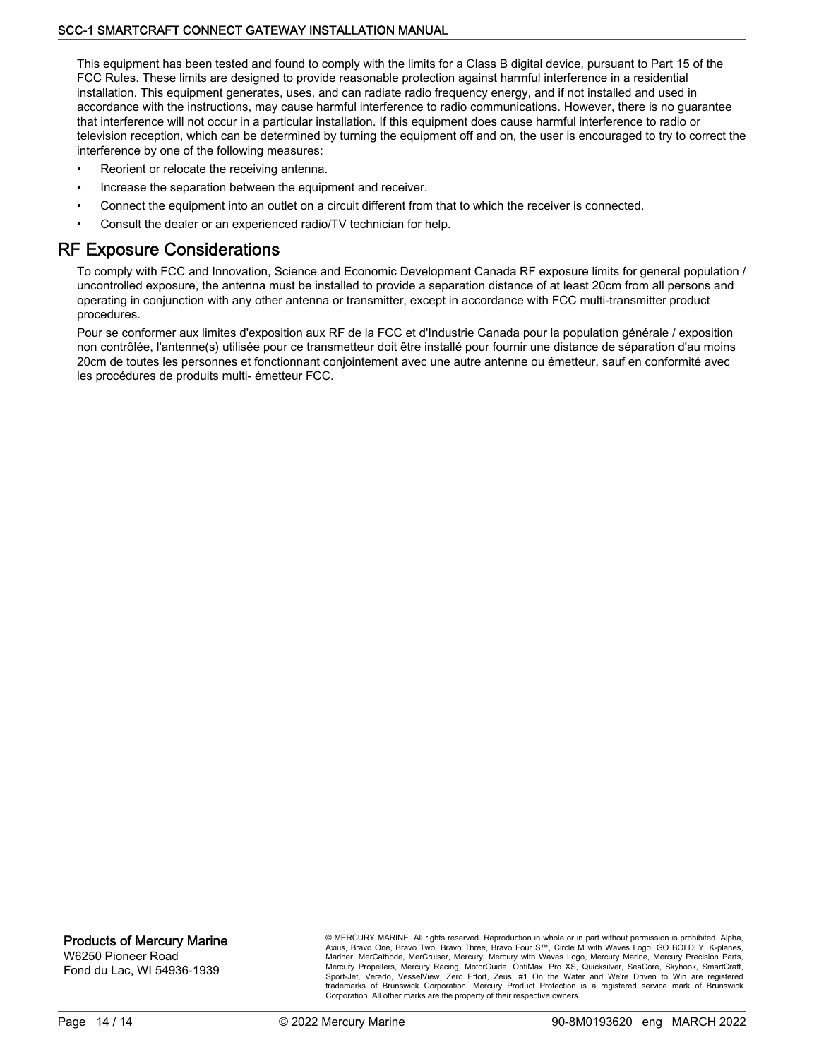This equipment has been tested and found to comply with the limits for a Class B digital device, pursuant to Part 15 of the FCC Rules. These limits are designed to provide reasonable protection against harmful interference in a residential installation. This equipment generates, uses, and can radiate radio frequency energy, and if not installed and used in accordance with the instructions, may cause harmful interference to radio communications. However, there is no guarantee that interference will not occur in a particular installation. If this equipment does cause harmful interference to radio or television reception, which can be determined by turning the equipment off and on, the user is encouraged to try to correct the interference by one of the following measures:

- Reorient or relocate the receiving antenna.
- Increase the separation between the equipment and receiver.
- Connect the equipment into an outlet on a circuit different from that to which the receiver is connected.
- Consult the dealer or an experienced radio/TV technician for help.

## RF Exposure Considerations

To comply with FCC and Innovation, Science and Economic Development Canada RF exposure limits for general population / uncontrolled exposure, the antenna must be installed to provide a separation distance of at least 20cm from all persons and operating in conjunction with any other antenna or transmitter, except in accordance with FCC multi-transmitter product procedures.

Pour se conformer aux limites d'exposition aux RF de la FCC et d'Industrie Canada pour la population générale / exposition non contrôlée, l'antenne(s) utilisée pour ce transmetteur doit être installé pour fournir une distance de séparation d'au moins 20cm de toutes les personnes et fonctionnant conjointement avec une autre antenne ou émetteur, sauf en conformité avec les procédures de produits multi- émetteur FCC.

**Products of Mercury Marine**
W6250 Pioneer Road
Fond du Lac, WI 54936-1939

© MERCURY MARINE. All rights reserved. Reproduction in whole or in part without permission is prohibited. Alpha, Axius, Bravo One, Bravo Two, Bravo Three, Bravo Four S™, Circle M with Waves Logo, GO BOLDLY, K-planes, Mariner, MerCathode, MerCruiser, Mercury, Mercury with Waves Logo, Mercury Marine, Mercury Precision Parts, Mercury Propellers, Mercury Racing, MotorGuide, OptiMax, Pro XS, Quicksilver, SeaCore, Skyhook, SmartCraft, Sport-Jet, Verado, VesselView, Zero Effort, Zeus, #1 On the Water and We're Driven to Win are registered trademarks of Brunswick Corporation. Mercury Product Protection is a registered service mark of Brunswick Corporation. All other marks are the property of their respective owners.